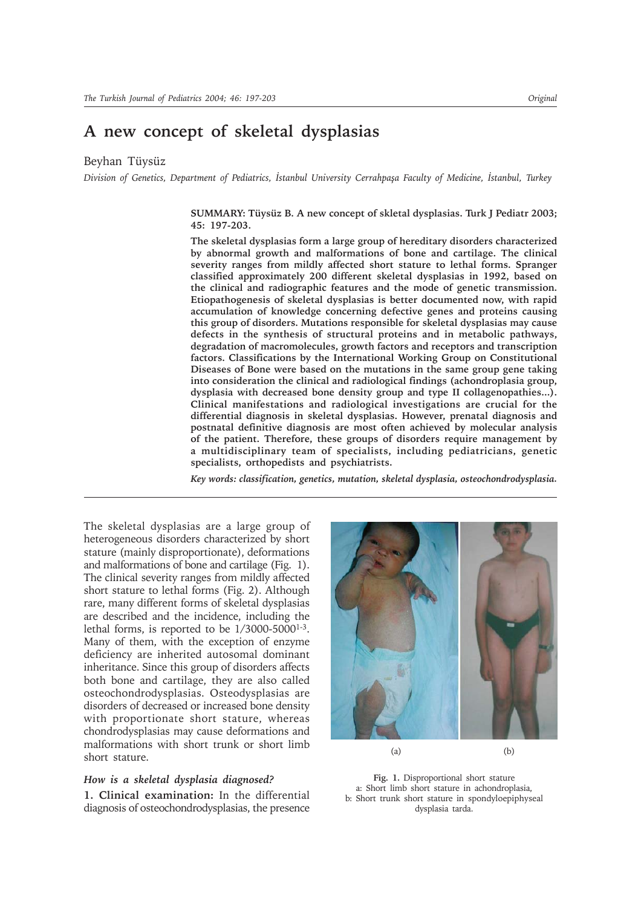# A new concept of skeletal dysplasias

Beyhan Tüysüz

*Division of Genetics, Department of Pediatrics, İstanbul University Cerrahpaşa Faculty of Medicine, İstanbul, Turkey*

**SUMMARY: Tüysüz B. A new concept of skletal dysplasias. Turk J Pediatr 2003; 45: 197-203.**

**The skeletal dysplasias form a large group of hereditary disorders characterized by abnormal growth and malformations of bone and cartilage. The clinical severity ranges from mildly affected short stature to lethal forms. Spranger classified approximately 200 different skeletal dysplasias in 1992, based on the clinical and radiographic features and the mode of genetic transmission. Etiopathogenesis of skeletal dysplasias is better documented now, with rapid accumulation of knowledge concerning defective genes and proteins causing this group of disorders. Mutations responsible for skeletal dysplasias may cause defects in the synthesis of structural proteins and in metabolic pathways, degradation of macromolecules, growth factors and receptors and transcription factors. Classifications by the International Working Group on Constitutional Diseases of Bone were based on the mutations in the same group gene taking into consideration the clinical and radiological findings (achondroplasia group, dysplasia with decreased bone density group and type II collagenopathies...). Clinical manifestations and radiological investigations are crucial for the differential diagnosis in skeletal dysplasias. However, prenatal diagnosis and postnatal definitive diagnosis are most often achieved by molecular analysis of the patient. Therefore, these groups of disorders require management by a multidisciplinary team of specialists, including pediatricians, genetic specialists, orthopedists and psychiatrists.**

***Key words: classification, genetics, mutation, skeletal dysplasia, osteochondrodysplasia.***

The skeletal dysplasias are a large group of heterogeneous disorders characterized by short stature (mainly disproportionate), deformations and malformations of bone and cartilage (Fig. 1). The clinical severity ranges from mildly affected short stature to lethal forms (Fig. 2). Although rare, many different forms of skeletal dysplasias are described and the incidence, including the lethal forms, is reported to be 1/3000-5000[1-3]. Many of them, with the exception of enzyme deficiency are inherited autosomal dominant inheritance. Since this group of disorders affects both bone and cartilage, they are also called osteochondrodysplasias. Osteodysplasias are disorders of decreased or increased bone density with proportionate short stature, whereas chondrodysplasias may cause deformations and malformations with short trunk or short limb short stature.

(a) (b)

**Fig. 1.** Disproportional short stature
a: Short limb short stature in achondroplasia,
b: Short trunk short stature in spondyloepiphyseal dysplasia tarda.

### *How is a skeletal dysplasia diagnosed?*

**1. Clinical examination:** In the differential diagnosis of osteochondrodysplasias, the presence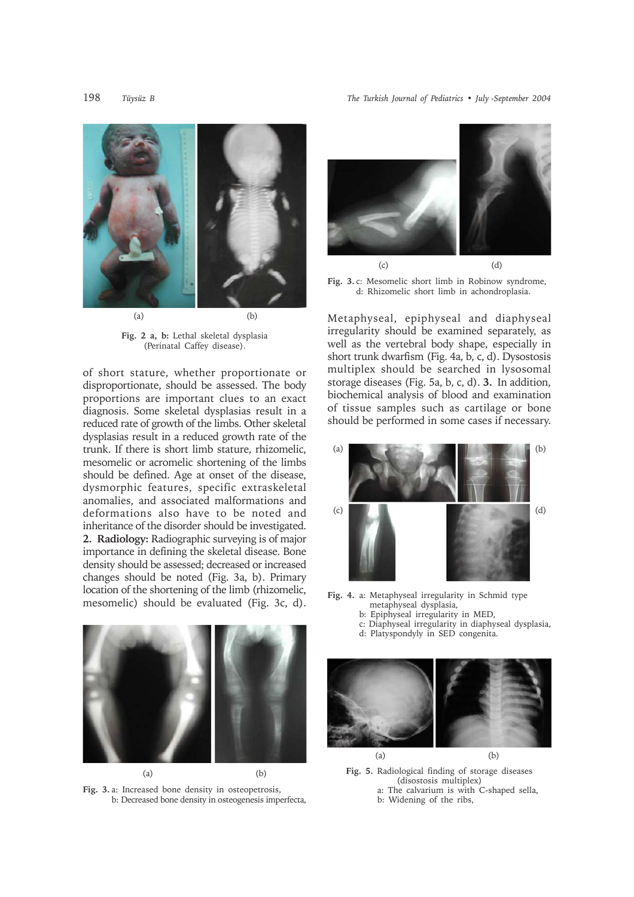Fig. 2 a, b: Lethal skeletal dysplasia (Perinatal Caffey disease).

of short stature, whether proportionate or disproportionate, should be assessed. The body proportions are important clues to an exact diagnosis. Some skeletal dysplasias result in a reduced rate of growth of the limbs. Other skeletal dysplasias result in a reduced growth rate of the trunk. If there is short limb stature, rhizomelic, mesomelic or acromelic shortening of the limbs should be defined. Age at onset of the disease, dysmorphic features, specific extraskeletal anomalies, and associated malformations and deformations also have to be noted and inheritance of the disorder should be investigated. **2. Radiology:** Radiographic surveying is of major importance in defining the skeletal disease. Bone density should be assessed; decreased or increased changes should be noted (Fig. 3a, b). Primary location of the shortening of the limb (rhizomelic, mesomelic) should be evaluated (Fig. 3c, d).

Fig. 3. a: Increased bone density in osteopetrosis, b: Decreased bone density in osteogenesis imperfecta,

Fig. 3. c: Mesomelic short limb in Robinow syndrome, d: Rhizomelic short limb in achondroplasia.

Metaphyseal, epiphyseal and diaphyseal irregularity should be examined separately, as well as the vertebral body shape, especially in short trunk dwarfism (Fig. 4a, b, c, d). Dysostosis multiplex should be searched in lysosomal storage diseases (Fig. 5a, b, c, d). **3.** In addition, biochemical analysis of blood and examination of tissue samples such as cartilage or bone should be performed in some cases if necessary.

Fig. 4. a: Metaphyseal irregularity in Schmid type metaphyseal dysplasia,
b: Epiphyseal irregularity in MED,
c: Diaphyseal irregularity in diaphyseal dysplasia,
d: Platyspondyly in SED congenita.

Fig. 5. Radiological finding of storage diseases (disostosis multiplex)
a: The calvarium is with C-shaped sella,
b: Widening of the ribs,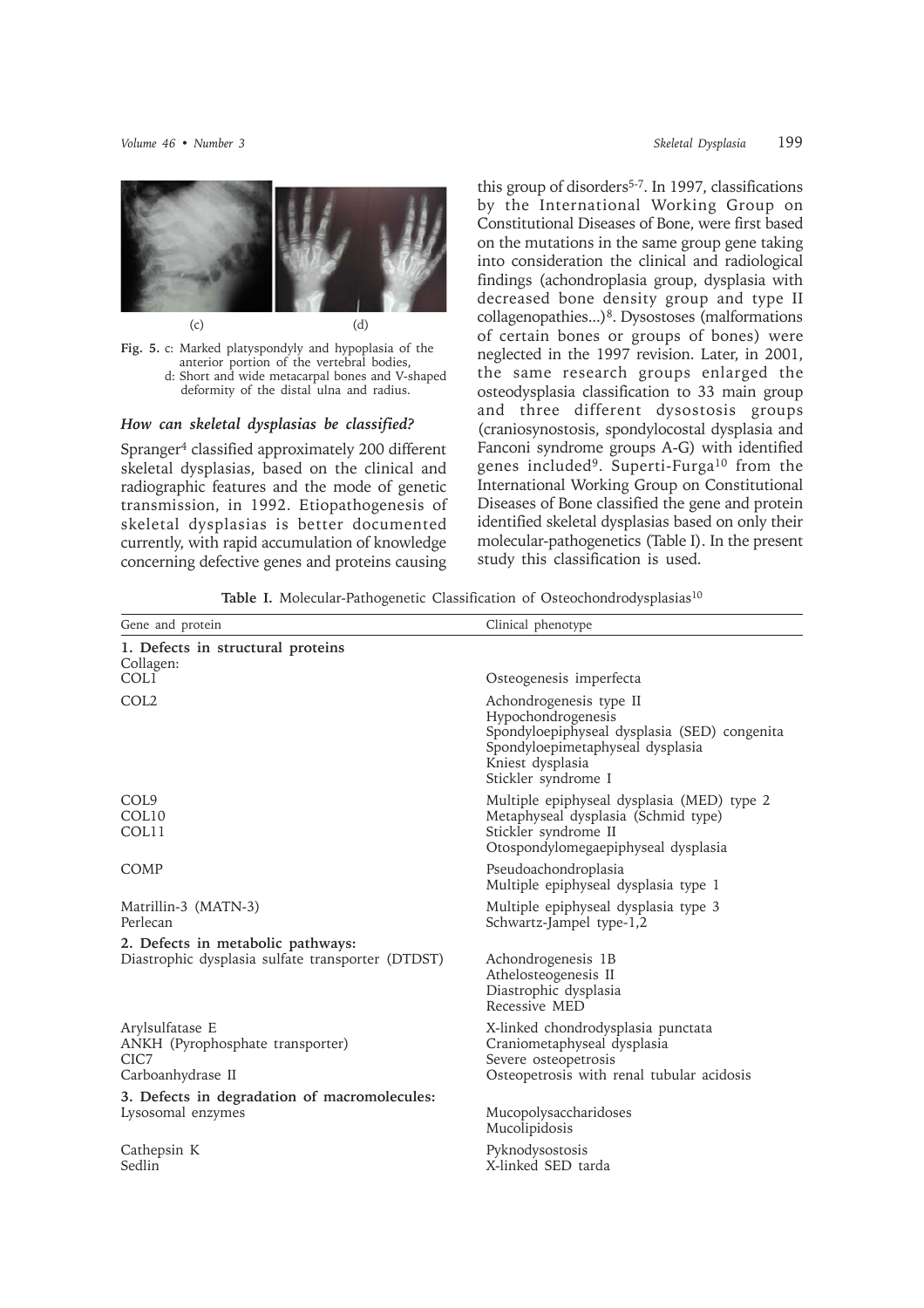(c) (d)

**Fig. 5.** c: Marked platyspondyly and hypoplasia of the anterior portion of the vertebral bodies, d: Short and wide metacarpal bones and V-shaped deformity of the distal ulna and radius.

### *How can skeletal dysplasias be classified?*

Spranger[4] classified approximately 200 different skeletal dysplasias, based on the clinical and radiographic features and the mode of genetic transmission, in 1992. Etiopathogenesis of skeletal dysplasias is better documented currently, with rapid accumulation of knowledge concerning defective genes and proteins causing this group of disorders[5-7]. In 1997, classifications by the International Working Group on Constitutional Diseases of Bone, were first based on the mutations in the same group gene taking into consideration the clinical and radiological findings (achondroplasia group, dysplasia with decreased bone density group and type II collagenopathies...)[8]. Dysostoses (malformations of certain bones or groups of bones) were neglected in the 1997 revision. Later, in 2001, the same research groups enlarged the osteodysplasia classification to 33 main group and three different dysostosis groups (craniosynostosis, spondylocostal dysplasia and Fanconi syndrome groups A-G) with identified genes included[9]. Superti-Furga[10] from the International Working Group on Constitutional Diseases of Bone classified the gene and protein identified skeletal dysplasias based on only their molecular-pathogenetics (Table I). In the present study this classification is used.

**Table I.** Molecular-Pathogenetic Classification of Osteochondrodysplasias[10]

| Gene and protein | Clinical phenotype |
|---|---|
| **1. Defects in structural proteins** | |
| Collagen: | |
| COL1 | Osteogenesis imperfecta |
| COL2 | Achondrogenesis type II<br>Hypochondrogenesis<br>Spondyloepiphyseal dysplasia (SED) congenita<br>Spondyloepimetaphyseal dysplasia<br>Kniest dysplasia<br>Stickler syndrome I |
| COL9 | Multiple epiphyseal dysplasia (MED) type 2 |
| COL10 | Metaphyseal dysplasia (Schmid type) |
| COL11 | Stickler syndrome II<br>Otospondylomegaepiphyseal dysplasia |
| COMP | Pseudoachondroplasia<br>Multiple epiphyseal dysplasia type 1 |
| Matrillin-3 (MATN-3) | Multiple epiphyseal dysplasia type 3 |
| Perlecan | Schwartz-Jampel type-1,2 |
| **2. Defects in metabolic pathways:** | |
| Diastrophic dysplasia sulfate transporter (DTDST) | Achondrogenesis 1B<br>Athelosteogenesis II<br>Diastrophic dysplasia<br>Recessive MED |
| Arylsulfatase E | X-linked chondrodysplasia punctata |
| ANKH (Pyrophosphate transporter) | Craniometaphyseal dysplasia |
| CIC7 | Severe osteopetrosis |
| Carboanhydrase II | Osteopetrosis with renal tubular acidosis |
| **3. Defects in degradation of macromolecules:** | |
| Lysosomal enzymes | Mucopolysaccharidoses<br>Mucolipidosis |
| Cathepsin K | Pyknodysostosis |
| Sedlin | X-linked SED tarda |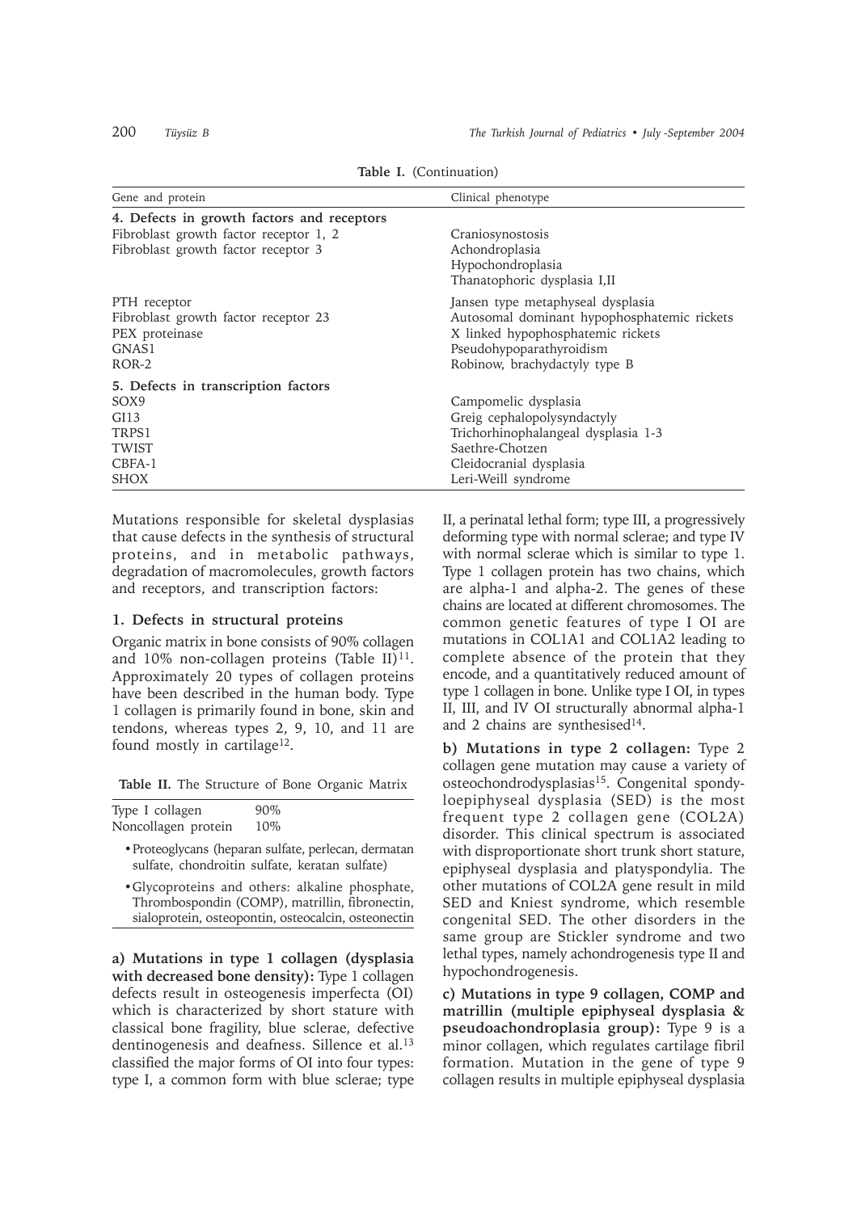**Table I.** (Continuation)

| Gene and protein | Clinical phenotype |
|---|---|
| **4. Defects in growth factors and receptors** | |
| Fibroblast growth factor receptor 1, 2 | Craniosynostosis |
| Fibroblast growth factor receptor 3 | Achondroplasia<br>Hypochondroplasia<br>Thanatophoric dysplasia I,II |
| PTH receptor | Jansen type metaphyseal dysplasia |
| Fibroblast growth factor receptor 23 | Autosomal dominant hypophosphatemic rickets |
| PEX proteinase | X linked hypophosphatemic rickets |
| GNAS1 | Pseudohypoparathyroidism |
| ROR-2 | Robinow, brachydactyly type B |
| **5. Defects in transcription factors** | |
| SOX9 | Campomelic dysplasia |
| GI13 | Greig cephalopolysyndactyly |
| TRPS1 | Trichorhinophalangeal dysplasia 1-3 |
| TWIST | Saethre-Chotzen |
| CBFA-1 | Cleidocranial dysplasia |
| SHOX | Leri-Weill syndrome |

Mutations responsible for skeletal dysplasias that cause defects in the synthesis of structural proteins, and in metabolic pathways, degradation of macromolecules, growth factors and receptors, and transcription factors:

### 1. Defects in structural proteins

Organic matrix in bone consists of 90% collagen and 10% non-collagen proteins (Table II)[11]. Approximately 20 types of collagen proteins have been described in the human body. Type 1 collagen is primarily found in bone, skin and tendons, whereas types 2, 9, 10, and 11 are found mostly in cartilage[12].

**Table II.** The Structure of Bone Organic Matrix

| | |
|---|---|
| Type I collagen | 90% |
| Noncollagen protein | 10% |

- Proteoglycans (heparan sulfate, perlecan, dermatan sulfate, chondroitin sulfate, keratan sulfate)
- Glycoproteins and others: alkaline phosphate, Thrombospondin (COMP), matrillin, fibronectin, sialoprotein, osteopontin, osteocalcin, osteonectin

**a) Mutations in type 1 collagen (dysplasia with decreased bone density):** Type 1 collagen defects result in osteogenesis imperfecta (OI) which is characterized by short stature with classical bone fragility, blue sclerae, defective dentinogenesis and deafness. Sillence et al.[13] classified the major forms of OI into four types: type I, a common form with blue sclerae; type II, a perinatal lethal form; type III, a progressively deforming type with normal sclerae; and type IV with normal sclerae which is similar to type 1. Type 1 collagen protein has two chains, which are alpha-1 and alpha-2. The genes of these chains are located at different chromosomes. The common genetic features of type I OI are mutations in COL1A1 and COL1A2 leading to complete absence of the protein that they encode, and a quantitatively reduced amount of type 1 collagen in bone. Unlike type I OI, in types II, III, and IV OI structurally abnormal alpha-1 and 2 chains are synthesised[14].

**b) Mutations in type 2 collagen:** Type 2 collagen gene mutation may cause a variety of osteochondrodysplasias[15]. Congenital spondyloepiphyseal dysplasia (SED) is the most frequent type 2 collagen gene (COL2A) disorder. This clinical spectrum is associated with disproportionate short trunk short stature, epiphyseal dysplasia and platyspondylia. The other mutations of COL2A gene result in mild SED and Kniest syndrome, which resemble congenital SED. The other disorders in the same group are Stickler syndrome and two lethal types, namely achondrogenesis type II and hypochondrogenesis.

**c) Mutations in type 9 collagen, COMP and matrillin (multiple epiphyseal dysplasia & pseudoachondroplasia group):** Type 9 is a minor collagen, which regulates cartilage fibril formation. Mutation in the gene of type 9 collagen results in multiple epiphyseal dysplasia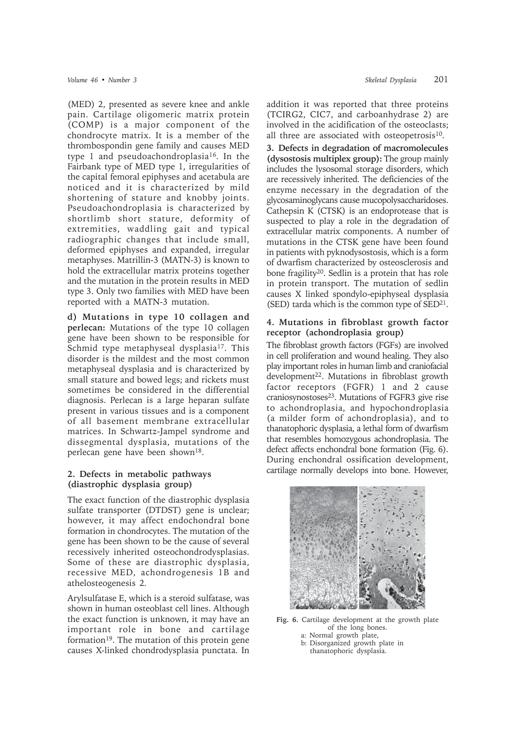(MED) 2, presented as severe knee and ankle pain. Cartilage oligomeric matrix protein (COMP) is a major component of the chondrocyte matrix. It is a member of the thrombospondin gene family and causes MED type 1 and pseudoachondroplasia[16]. In the Fairbank type of MED type 1, irregularities of the capital femoral epiphyses and acetabula are noticed and it is characterized by mild shortening of stature and knobby joints. Pseudoachondroplasia is characterized by shortlimb short stature, deformity of extremities, waddling gait and typical radiographic changes that include small, deformed epiphyses and expanded, irregular metaphyses. Matrillin-3 (MATN-3) is known to hold the extracellular matrix proteins together and the mutation in the protein results in MED type 3. Only two families with MED have been reported with a MATN-3 mutation.

**d) Mutations in type 10 collagen and perlecan:** Mutations of the type 10 collagen gene have been shown to be responsible for Schmid type metaphyseal dysplasia[17]. This disorder is the mildest and the most common metaphyseal dysplasia and is characterized by small stature and bowed legs; and rickets must sometimes be considered in the differential diagnosis. Perlecan is a large heparan sulfate present in various tissues and is a component of all basement membrane extracellular matrices. In Schwartz-Jampel syndrome and dissegmental dysplasia, mutations of the perlecan gene have been shown[18].

### 2. Defects in metabolic pathways (diastrophic dysplasia group)

The exact function of the diastrophic dysplasia sulfate transporter (DTDST) gene is unclear; however, it may affect endochondral bone formation in chondrocytes. The mutation of the gene has been shown to be the cause of several recessively inherited osteochondrodysplasias. Some of these are diastrophic dysplasia, recessive MED, achondrogenesis 1B and athelosteogenesis 2.

Arylsulfatase E, which is a steroid sulfatase, was shown in human osteoblast cell lines. Although the exact function is unknown, it may have an important role in bone and cartilage formation[19]. The mutation of this protein gene causes X-linked chondrodysplasia punctata. In addition it was reported that three proteins (TCIRG2, CIC7, and carboanhydrase 2) are involved in the acidification of the osteoclasts; all three are associated with osteopetrosis[10].

**3. Defects in degradation of macromolecules (dysostosis multiplex group):** The group mainly includes the lysosomal storage disorders, which are recessively inherited. The deficiencies of the enzyme necessary in the degradation of the glycosaminoglycans cause mucopolysaccharidoses. Cathepsin K (CTSK) is an endoprotease that is suspected to play a role in the degradation of extracellular matrix components. A number of mutations in the CTSK gene have been found in patients with pyknodysostosis, which is a form of dwarfism characterized by osteosclerosis and bone fragility[20]. Sedlin is a protein that has role in protein transport. The mutation of sedlin causes X linked spondylo-epiphyseal dysplasia (SED) tarda which is the common type of SED[21].

### 4. Mutations in fibroblast growth factor receptor (achondroplasia group)

The fibroblast growth factors (FGFs) are involved in cell proliferation and wound healing. They also play important roles in human limb and craniofacial development[22]. Mutations in fibroblast growth factor receptors (FGFR) 1 and 2 cause craniosynostoses[23]. Mutations of FGFR3 give rise to achondroplasia, and hypochondroplasia (a milder form of achondroplasia), and to thanatophoric dysplasia, a lethal form of dwarfism that resembles homozygous achondroplasia. The defect affects enchondral bone formation (Fig. 6). During enchondral ossification development, cartilage normally develops into bone. However,

**Fig. 6.** Cartilage development at the growth plate of the long bones.
a: Normal growth plate,
b: Disorganized growth plate in thanatophoric dysplasia.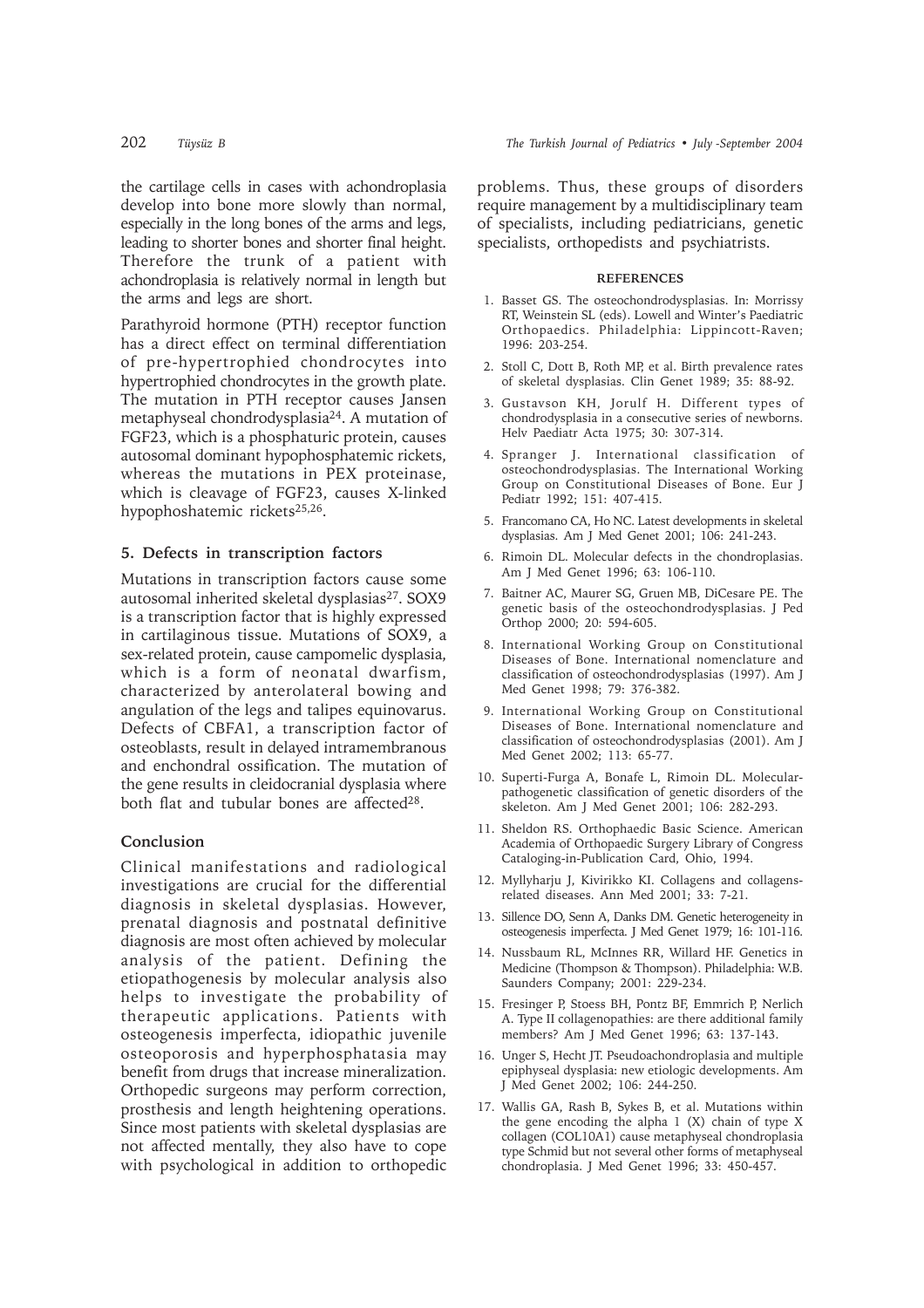the cartilage cells in cases with achondroplasia develop into bone more slowly than normal, especially in the long bones of the arms and legs, leading to shorter bones and shorter final height. Therefore the trunk of a patient with achondroplasia is relatively normal in length but the arms and legs are short.

Parathyroid hormone (PTH) receptor function has a direct effect on terminal differentiation of pre-hypertrophied chondrocytes into hypertrophied chondrocytes in the growth plate. The mutation in PTH receptor causes Jansen metaphyseal chondrodysplasia[24]. A mutation of FGF23, which is a phosphaturic protein, causes autosomal dominant hypophosphatemic rickets, whereas the mutations in PEX proteinase, which is cleavage of FGF23, causes X-linked hypophoshatemic rickets[25,26].

## 5. Defects in transcription factors

Mutations in transcription factors cause some autosomal inherited skeletal dysplasias[27]. SOX9 is a transcription factor that is highly expressed in cartilaginous tissue. Mutations of SOX9, a sex-related protein, cause campomelic dysplasia, which is a form of neonatal dwarfism, characterized by anterolateral bowing and angulation of the legs and talipes equinovarus. Defects of CBFA1, a transcription factor of osteoblasts, result in delayed intramembranous and enchondral ossification. The mutation of the gene results in cleidocranial dysplasia where both flat and tubular bones are affected[28].

## Conclusion

Clinical manifestations and radiological investigations are crucial for the differential diagnosis in skeletal dysplasias. However, prenatal diagnosis and postnatal definitive diagnosis are most often achieved by molecular analysis of the patient. Defining the etiopathogenesis by molecular analysis also helps to investigate the probability of therapeutic applications. Patients with osteogenesis imperfecta, idiopathic juvenile osteoporosis and hyperphosphatasia may benefit from drugs that increase mineralization. Orthopedic surgeons may perform correction, prosthesis and length heightening operations. Since most patients with skeletal dysplasias are not affected mentally, they also have to cope with psychological in addition to orthopedic problems. Thus, these groups of disorders require management by a multidisciplinary team of specialists, including pediatricians, genetic specialists, orthopedists and psychiatrists.

## REFERENCES

1. Basset GS. The osteochondrodysplasias. In: Morrissy RT, Weinstein SL (eds). Lowell and Winter's Paediatric Orthopaedics. Philadelphia: Lippincott-Raven; 1996: 203-254.
2. Stoll C, Dott B, Roth MP, et al. Birth prevalence rates of skeletal dysplasias. Clin Genet 1989; 35: 88-92.
3. Gustavson KH, Jorulf H. Different types of chondrodysplasia in a consecutive series of newborns. Helv Paediatr Acta 1975; 30: 307-314.
4. Spranger J. International classification of osteochondrodysplasias. The International Working Group on Constitutional Diseases of Bone. Eur J Pediatr 1992; 151: 407-415.
5. Francomano CA, Ho NC. Latest developments in skeletal dysplasias. Am J Med Genet 2001; 106: 241-243.
6. Rimoin DL. Molecular defects in the chondroplasias. Am J Med Genet 1996; 63: 106-110.
7. Baitner AC, Maurer SG, Gruen MB, DiCesare PE. The genetic basis of the osteochondrodysplasias. J Ped Orthop 2000; 20: 594-605.
8. International Working Group on Constitutional Diseases of Bone. International nomenclature and classification of osteochondrodysplasias (1997). Am J Med Genet 1998; 79: 376-382.
9. International Working Group on Constitutional Diseases of Bone. International nomenclature and classification of osteochondrodysplasias (2001). Am J Med Genet 2002; 113: 65-77.
10. Superti-Furga A, Bonafe L, Rimoin DL. Molecular-pathogenetic classification of genetic disorders of the skeleton. Am J Med Genet 2001; 106: 282-293.
11. Sheldon RS. Orthophaedic Basic Science. American Academia of Orthopaedic Surgery Library of Congress Cataloging-in-Publication Card, Ohio, 1994.
12. Myllyharju J, Kivirikko KI. Collagens and collagens-related diseases. Ann Med 2001; 33: 7-21.
13. Sillence DO, Senn A, Danks DM. Genetic heterogeneity in osteogenesis imperfecta. J Med Genet 1979; 16: 101-116.
14. Nussbaum RL, McInnes RR, Willard HF. Genetics in Medicine (Thompson & Thompson). Philadelphia: W.B. Saunders Company; 2001: 229-234.
15. Fresinger P, Stoess BH, Pontz BF, Emmrich P, Nerlich A. Type II collagenopathies: are there additional family members? Am J Med Genet 1996; 63: 137-143.
16. Unger S, Hecht JT. Pseudoachondroplasia and multiple epiphyseal dysplasia: new etiologic developments. Am J Med Genet 2002; 106: 244-250.
17. Wallis GA, Rash B, Sykes B, et al. Mutations within the gene encoding the alpha 1 (X) chain of type X collagen (COL10A1) cause metaphyseal chondroplasia type Schmid but not several other forms of metaphyseal chondroplasia. J Med Genet 1996; 33: 450-457.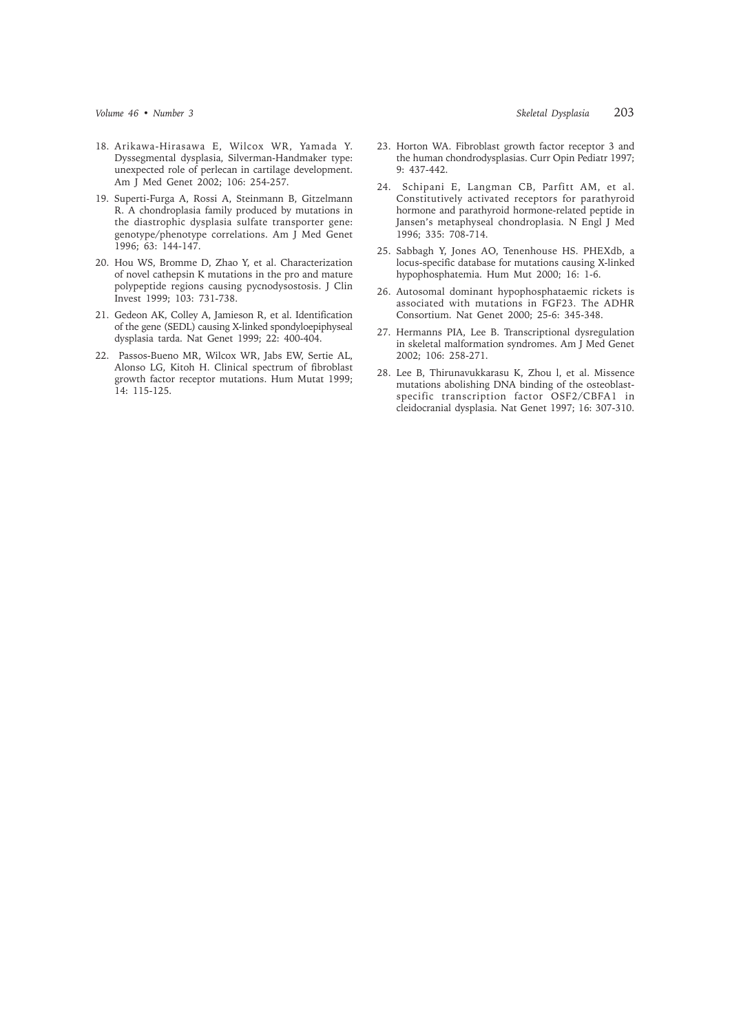18. Arikawa-Hirasawa E, Wilcox WR, Yamada Y. Dyssegmental dysplasia, Silverman-Handmaker type: unexpected role of perlecan in cartilage development. Am J Med Genet 2002; 106: 254-257.
19. Superti-Furga A, Rossi A, Steinmann B, Gitzelmann R. A chondroplasia family produced by mutations in the diastrophic dysplasia sulfate transporter gene: genotype/phenotype correlations. Am J Med Genet 1996; 63: 144-147.
20. Hou WS, Bromme D, Zhao Y, et al. Characterization of novel cathepsin K mutations in the pro and mature polypeptide regions causing pycnodysostosis. J Clin Invest 1999; 103: 731-738.
21. Gedeon AK, Colley A, Jamieson R, et al. Identification of the gene (SEDL) causing X-linked spondyloepiphyseal dysplasia tarda. Nat Genet 1999; 22: 400-404.
22. Passos-Bueno MR, Wilcox WR, Jabs EW, Sertie AL, Alonso LG, Kitoh H. Clinical spectrum of fibroblast growth factor receptor mutations. Hum Mutat 1999; 14: 115-125.
23. Horton WA. Fibroblast growth factor receptor 3 and the human chondrodysplasias. Curr Opin Pediatr 1997; 9: 437-442.
24. Schipani E, Langman CB, Parfitt AM, et al. Constitutively activated receptors for parathyroid hormone and parathyroid hormone-related peptide in Jansen's metaphyseal chondroplasia. N Engl J Med 1996; 335: 708-714.
25. Sabbagh Y, Jones AO, Tenenhouse HS. PHEXdb, a locus-specific database for mutations causing X-linked hypophosphatemia. Hum Mut 2000; 16: 1-6.
26. Autosomal dominant hypophosphataemic rickets is associated with mutations in FGF23. The ADHR Consortium. Nat Genet 2000; 25-6: 345-348.
27. Hermanns PIA, Lee B. Transcriptional dysregulation in skeletal malformation syndromes. Am J Med Genet 2002; 106: 258-271.
28. Lee B, Thirunavukkarasu K, Zhou l, et al. Missence mutations abolishing DNA binding of the osteoblast-specific transcription factor OSF2/CBFA1 in cleidocranial dysplasia. Nat Genet 1997; 16: 307-310.